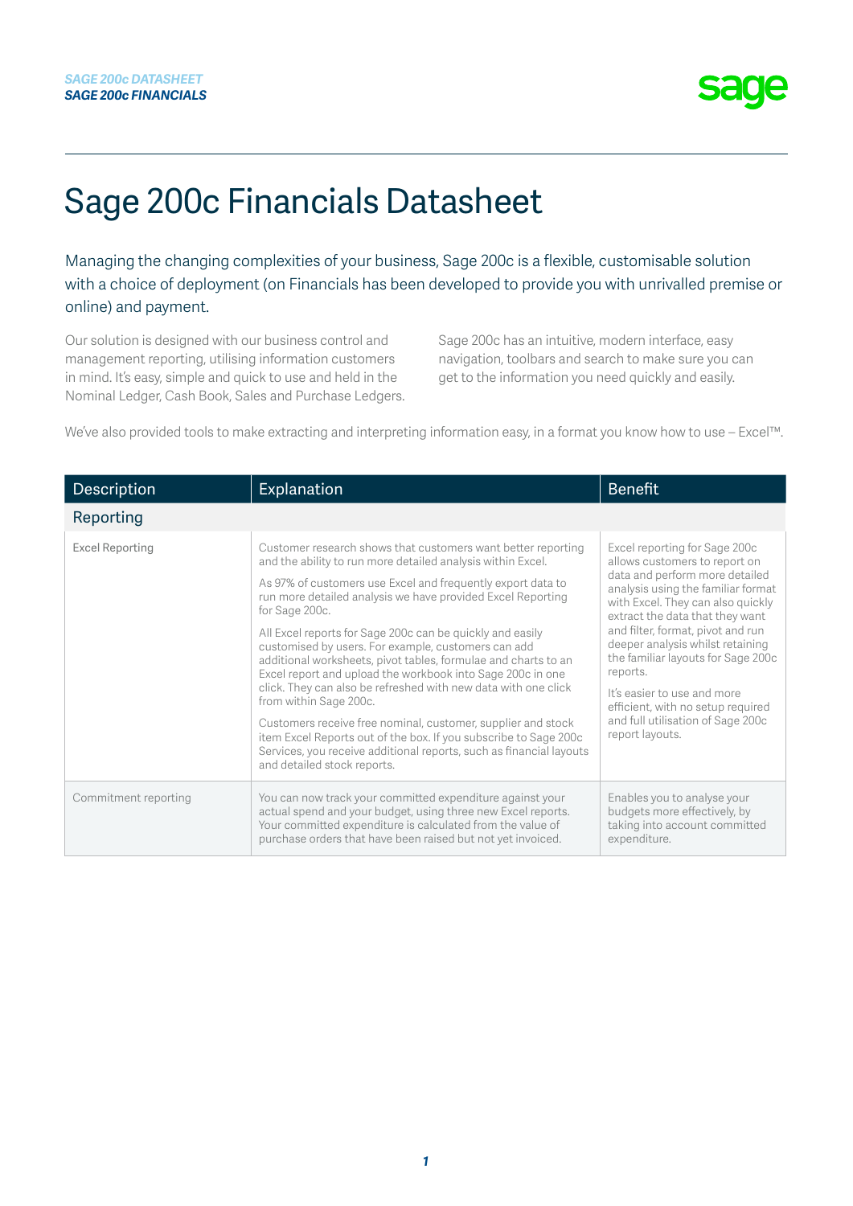# Sage 200c Financials Datasheet

Managing the changing complexities of your business, Sage 200c is a flexible, customisable solution with a choice of deployment (on Financials has been developed to provide you with unrivalled premise or online) and payment.

Our solution is designed with our business control and management reporting, utilising information customers in mind. It's easy, simple and quick to use and held in the Nominal Ledger, Cash Book, Sales and Purchase Ledgers.

Sage 200c has an intuitive, modern interface, easy navigation, toolbars and search to make sure you can get to the information you need quickly and easily.

We've also provided tools to make extracting and interpreting information easy, in a format you know how to use – Excel™.

| Description | Explanation | Benefit |
|---|---|---|
| **Reporting** | | |
| Excel Reporting | Customer research shows that customers want better reporting and the ability to run more detailed analysis within Excel.<br><br>As 97% of customers use Excel and frequently export data to run more detailed analysis we have provided Excel Reporting for Sage 200c.<br><br>All Excel reports for Sage 200c can be quickly and easily customised by users. For example, customers can add additional worksheets, pivot tables, formulae and charts to an Excel report and upload the workbook into Sage 200c in one click. They can also be refreshed with new data with one click from within Sage 200c.<br><br>Customers receive free nominal, customer, supplier and stock item Excel Reports out of the box. If you subscribe to Sage 200c Services, you receive additional reports, such as financial layouts and detailed stock reports. | Excel reporting for Sage 200c allows customers to report on data and perform more detailed analysis using the familiar format with Excel. They can also quickly extract the data that they want and filter, format, pivot and run deeper analysis whilst retaining the familiar layouts for Sage 200c reports.<br><br>It's easier to use and more efficient, with no setup required and full utilisation of Sage 200c report layouts. |
| Commitment reporting | You can now track your committed expenditure against your actual spend and your budget, using three new Excel reports. Your committed expenditure is calculated from the value of purchase orders that have been raised but not yet invoiced. | Enables you to analyse your budgets more effectively, by taking into account committed expenditure. |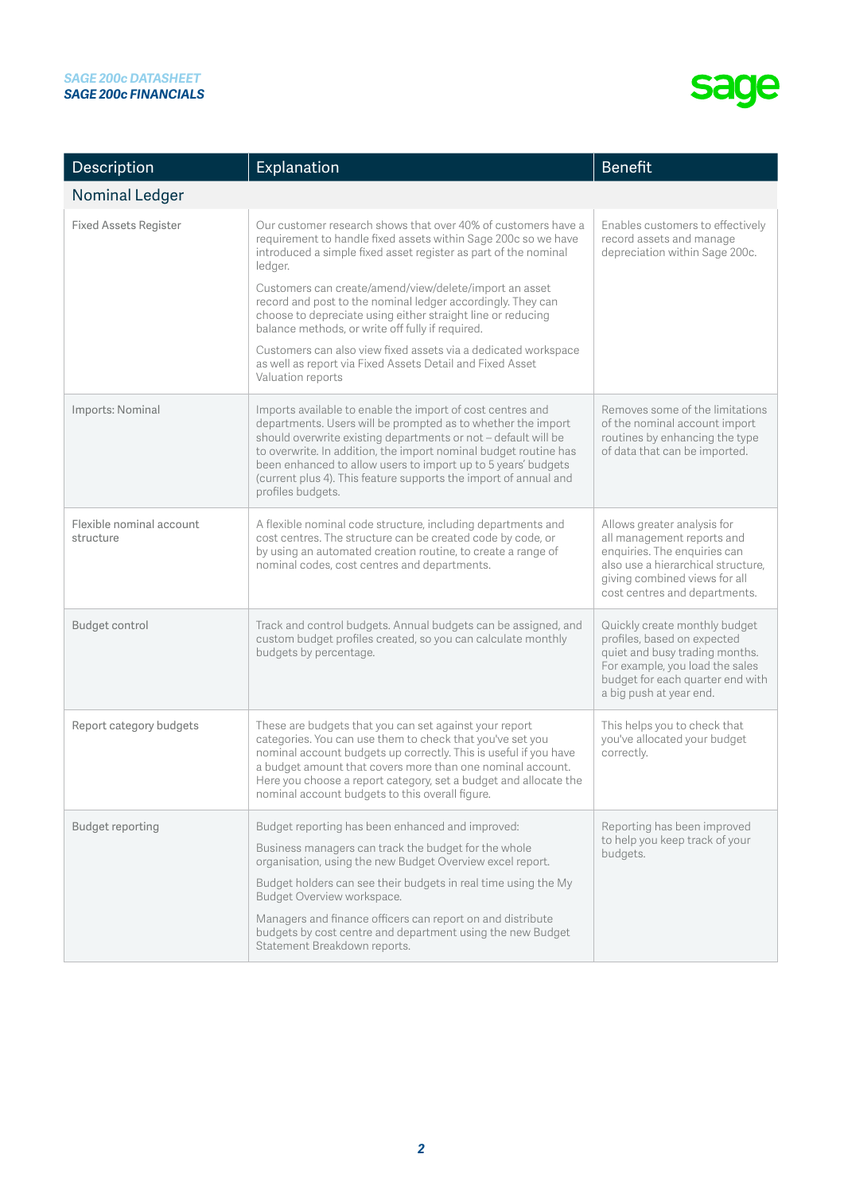| Description | Explanation | Benefit |
|---|---|---|
| **Nominal Ledger** | | |
| Fixed Assets Register | Our customer research shows that over 40% of customers have a requirement to handle fixed assets within Sage 200c so we have introduced a simple fixed asset register as part of the nominal ledger.<br><br>Customers can create/amend/view/delete/import an asset record and post to the nominal ledger accordingly. They can choose to depreciate using either straight line or reducing balance methods, or write off fully if required.<br><br>Customers can also view fixed assets via a dedicated workspace as well as report via Fixed Assets Detail and Fixed Asset Valuation reports | Enables customers to effectively record assets and manage depreciation within Sage 200c. |
| Imports: Nominal | Imports available to enable the import of cost centres and departments. Users will be prompted as to whether the import should overwrite existing departments or not – default will be to overwrite. In addition, the import nominal budget routine has been enhanced to allow users to import up to 5 years' budgets (current plus 4). This feature supports the import of annual and profiles budgets. | Removes some of the limitations of the nominal account import routines by enhancing the type of data that can be imported. |
| Flexible nominal account structure | A flexible nominal code structure, including departments and cost centres. The structure can be created code by code, or by using an automated creation routine, to create a range of nominal codes, cost centres and departments. | Allows greater analysis for all management reports and enquiries. The enquiries can also use a hierarchical structure, giving combined views for all cost centres and departments. |
| Budget control | Track and control budgets. Annual budgets can be assigned, and custom budget profiles created, so you can calculate monthly budgets by percentage. | Quickly create monthly budget profiles, based on expected quiet and busy trading months. For example, you load the sales budget for each quarter end with a big push at year end. |
| Report category budgets | These are budgets that you can set against your report categories. You can use them to check that you've set you nominal account budgets up correctly. This is useful if you have a budget amount that covers more than one nominal account. Here you choose a report category, set a budget and allocate the nominal account budgets to this overall figure. | This helps you to check that you've allocated your budget correctly. |
| Budget reporting | Budget reporting has been enhanced and improved:<br><br>Business managers can track the budget for the whole organisation, using the new Budget Overview excel report.<br><br>Budget holders can see their budgets in real time using the My Budget Overview workspace.<br><br>Managers and finance officers can report on and distribute budgets by cost centre and department using the new Budget Statement Breakdown reports. | Reporting has been improved to help you keep track of your budgets. |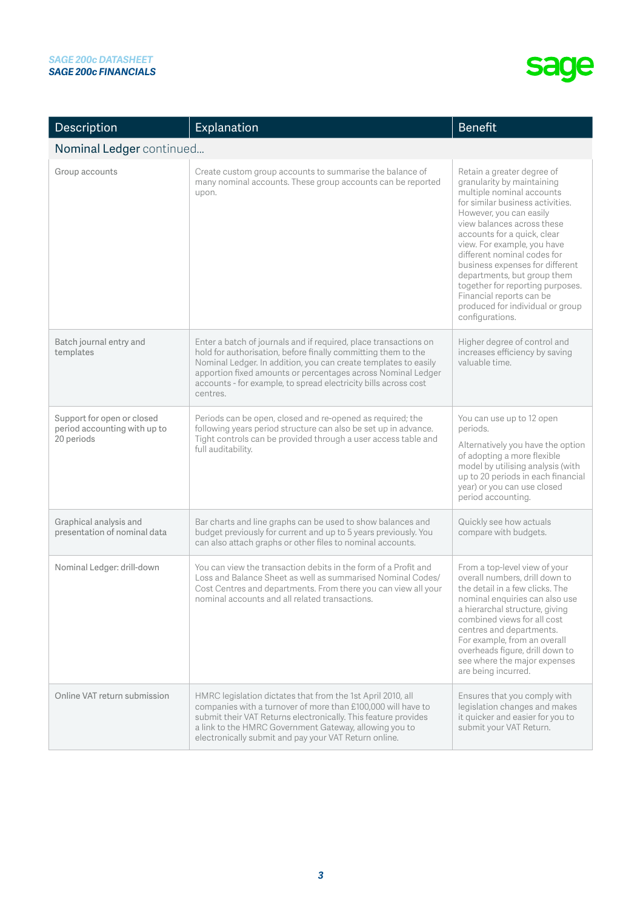| Description | Explanation | Benefit |
|---|---|---|
| **Nominal Ledger** continued... | | |
| Group accounts | Create custom group accounts to summarise the balance of many nominal accounts. These group accounts can be reported upon. | Retain a greater degree of granularity by maintaining multiple nominal accounts for similar business activities. However, you can easily view balances across these accounts for a quick, clear view. For example, you have different nominal codes for business expenses for different departments, but group them together for reporting purposes. Financial reports can be produced for individual or group configurations. |
| Batch journal entry and templates | Enter a batch of journals and if required, place transactions on hold for authorisation, before finally committing them to the Nominal Ledger. In addition, you can create templates to easily apportion fixed amounts or percentages across Nominal Ledger accounts - for example, to spread electricity bills across cost centres. | Higher degree of control and increases efficiency by saving valuable time. |
| Support for open or closed period accounting with up to 20 periods | Periods can be open, closed and re-opened as required; the following years period structure can also be set up in advance. Tight controls can be provided through a user access table and full auditability. | You can use up to 12 open periods.<br><br>Alternatively you have the option of adopting a more flexible model by utilising analysis (with up to 20 periods in each financial year) or you can use closed period accounting. |
| Graphical analysis and presentation of nominal data | Bar charts and line graphs can be used to show balances and budget previously for current and up to 5 years previously. You can also attach graphs or other files to nominal accounts. | Quickly see how actuals compare with budgets. |
| Nominal Ledger: drill-down | You can view the transaction debits in the form of a Profit and Loss and Balance Sheet as well as summarised Nominal Codes/ Cost Centres and departments. From there you can view all your nominal accounts and all related transactions. | From a top-level view of your overall numbers, drill down to the detail in a few clicks. The nominal enquiries can also use a hierarchal structure, giving combined views for all cost centres and departments. For example, from an overall overheads figure, drill down to see where the major expenses are being incurred. |
| Online VAT return submission | HMRC legislation dictates that from the 1st April 2010, all companies with a turnover of more than £100,000 will have to submit their VAT Returns electronically. This feature provides a link to the HMRC Government Gateway, allowing you to electronically submit and pay your VAT Return online. | Ensures that you comply with legislation changes and makes it quicker and easier for you to submit your VAT Return. |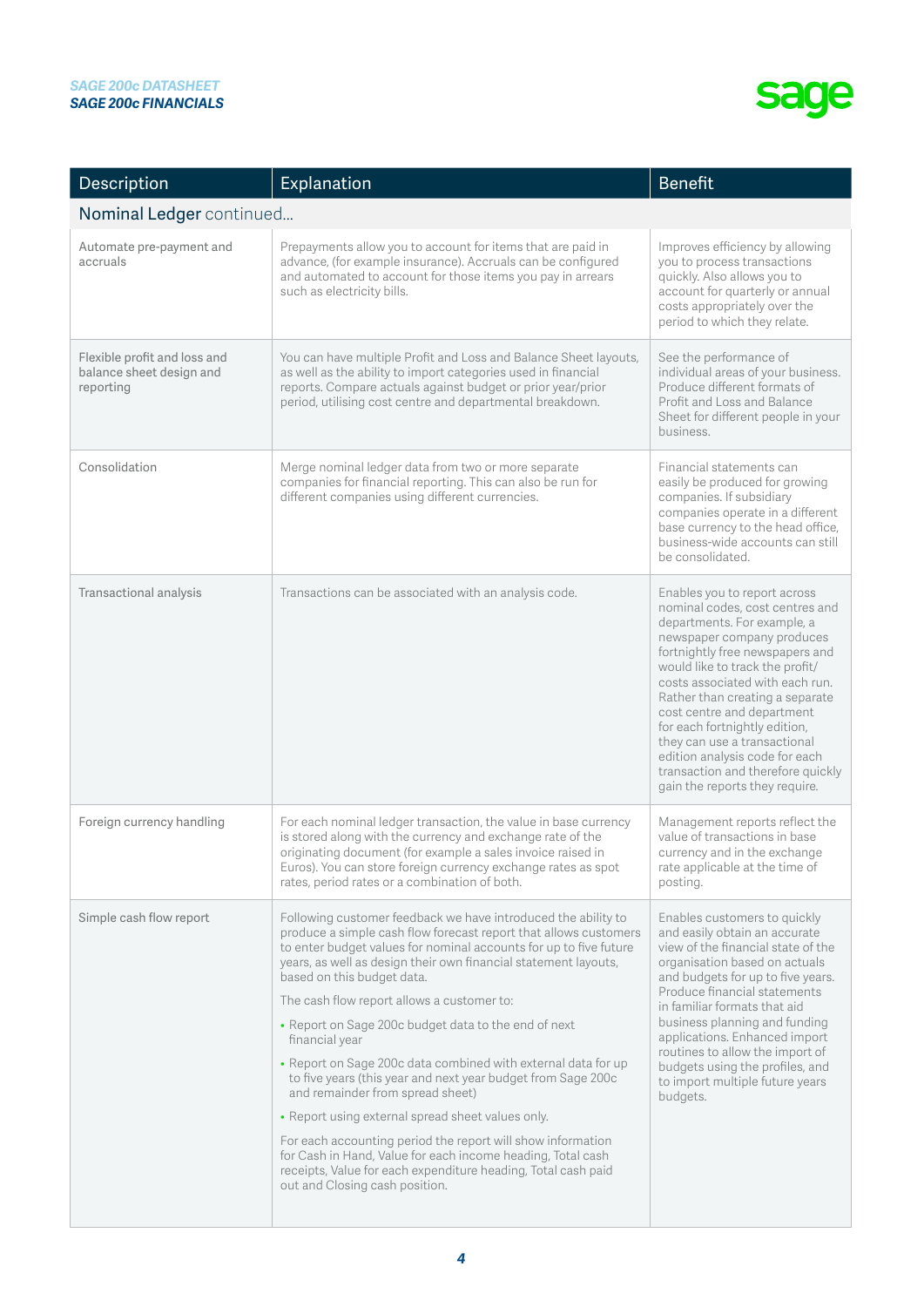| Description | Explanation | Benefit |
|---|---|---|
| **Nominal Ledger continued...** | | |
| Automate pre-payment and accruals | Prepayments allow you to account for items that are paid in advance, (for example insurance). Accruals can be configured and automated to account for those items you pay in arrears such as electricity bills. | Improves efficiency by allowing you to process transactions quickly. Also allows you to account for quarterly or annual costs appropriately over the period to which they relate. |
| Flexible profit and loss and balance sheet design and reporting | You can have multiple Profit and Loss and Balance Sheet layouts, as well as the ability to import categories used in financial reports. Compare actuals against budget or prior year/prior period, utilising cost centre and departmental breakdown. | See the performance of individual areas of your business. Produce different formats of Profit and Loss and Balance Sheet for different people in your business. |
| Consolidation | Merge nominal ledger data from two or more separate companies for financial reporting. This can also be run for different companies using different currencies. | Financial statements can easily be produced for growing companies. If subsidiary companies operate in a different base currency to the head office, business-wide accounts can still be consolidated. |
| Transactional analysis | Transactions can be associated with an analysis code. | Enables you to report across nominal codes, cost centres and departments. For example, a newspaper company produces fortnightly free newspapers and would like to track the profit/costs associated with each run. Rather than creating a separate cost centre and department for each fortnightly edition, they can use a transactional edition analysis code for each transaction and therefore quickly gain the reports they require. |
| Foreign currency handling | For each nominal ledger transaction, the value in base currency is stored along with the currency and exchange rate of the originating document (for example a sales invoice raised in Euros). You can store foreign currency exchange rates as spot rates, period rates or a combination of both. | Management reports reflect the value of transactions in base currency and in the exchange rate applicable at the time of posting. |
| Simple cash flow report | Following customer feedback we have introduced the ability to produce a simple cash flow forecast report that allows customers to enter budget values for nominal accounts for up to five future years, as well as design their own financial statement layouts, based on this budget data.<br><br>The cash flow report allows a customer to:<br><br>• Report on Sage 200c budget data to the end of next financial year<br>• Report on Sage 200c data combined with external data for up to five years (this year and next year budget from Sage 200c and remainder from spread sheet)<br>• Report using external spread sheet values only.<br><br>For each accounting period the report will show information for Cash in Hand, Value for each income heading, Total cash receipts, Value for each expenditure heading, Total cash paid out and Closing cash position. | Enables customers to quickly and easily obtain an accurate view of the financial state of the organisation based on actuals and budgets for up to five years. Produce financial statements in familiar formats that aid business planning and funding applications. Enhanced import routines to allow the import of budgets using the profiles, and to import multiple future years budgets. |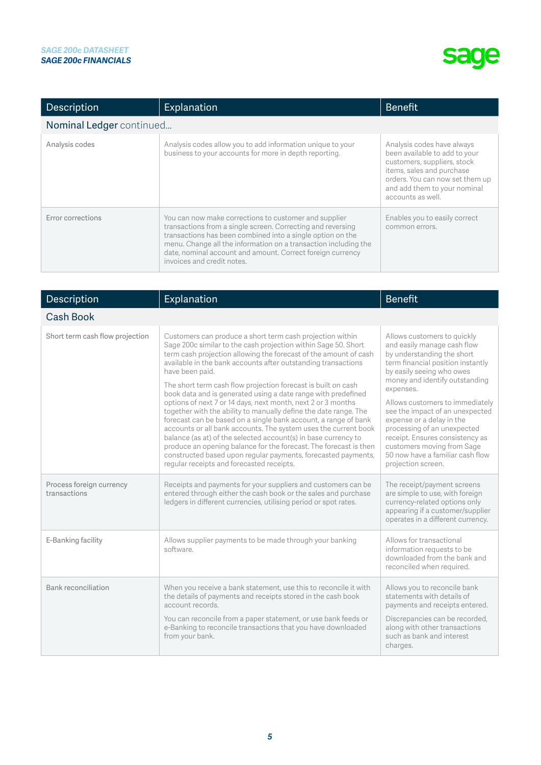| Description | Explanation | Benefit |
|---|---|---|
| **Nominal Ledger continued...** | | |
| Analysis codes | Analysis codes allow you to add information unique to your business to your accounts for more in depth reporting. | Analysis codes have always been available to add to your customers, suppliers, stock items, sales and purchase orders. You can now set them up and add them to your nominal accounts as well. |
| Error corrections | You can now make corrections to customer and supplier transactions from a single screen. Correcting and reversing transactions has been combined into a single option on the menu. Change all the information on a transaction including the date, nominal account and amount. Correct foreign currency invoices and credit notes. | Enables you to easily correct common errors. |

| Description | Explanation | Benefit |
|---|---|---|
| **Cash Book** | | |
| Short term cash flow projection | Customers can produce a short term cash projection within Sage 200c similar to the cash projection within Sage 50. Short term cash projection allowing the forecast of the amount of cash available in the bank accounts after outstanding transactions have been paid.<br><br>The short term cash flow projection forecast is built on cash book data and is generated using a date range with predefined options of next 7 or 14 days, next month, next 2 or 3 months together with the ability to manually define the date range. The forecast can be based on a single bank account, a range of bank accounts or all bank accounts. The system uses the current book balance (as at) of the selected account(s) in base currency to produce an opening balance for the forecast. The forecast is then constructed based upon regular payments, forecasted payments, regular receipts and forecasted receipts. | Allows customers to quickly and easily manage cash flow by understanding the short term financial position instantly by easily seeing who owes money and identify outstanding expenses.<br><br>Allows customers to immediately see the impact of an unexpected expense or a delay in the processing of an unexpected receipt. Ensures consistency as customers moving from Sage 50 now have a familiar cash flow projection screen. |
| Process foreign currency transactions | Receipts and payments for your suppliers and customers can be entered through either the cash book or the sales and purchase ledgers in different currencies, utilising period or spot rates. | The receipt/payment screens are simple to use, with foreign currency-related options only appearing if a customer/supplier operates in a different currency. |
| E-Banking facility | Allows supplier payments to be made through your banking software. | Allows for transactional information requests to be downloaded from the bank and reconciled when required. |
| Bank reconciliation | When you receive a bank statement, use this to reconcile it with the details of payments and receipts stored in the cash book account records.<br><br>You can reconcile from a paper statement, or use bank feeds or e-Banking to reconcile transactions that you have downloaded from your bank. | Allows you to reconcile bank statements with details of payments and receipts entered.<br><br>Discrepancies can be recorded, along with other transactions such as bank and interest charges. |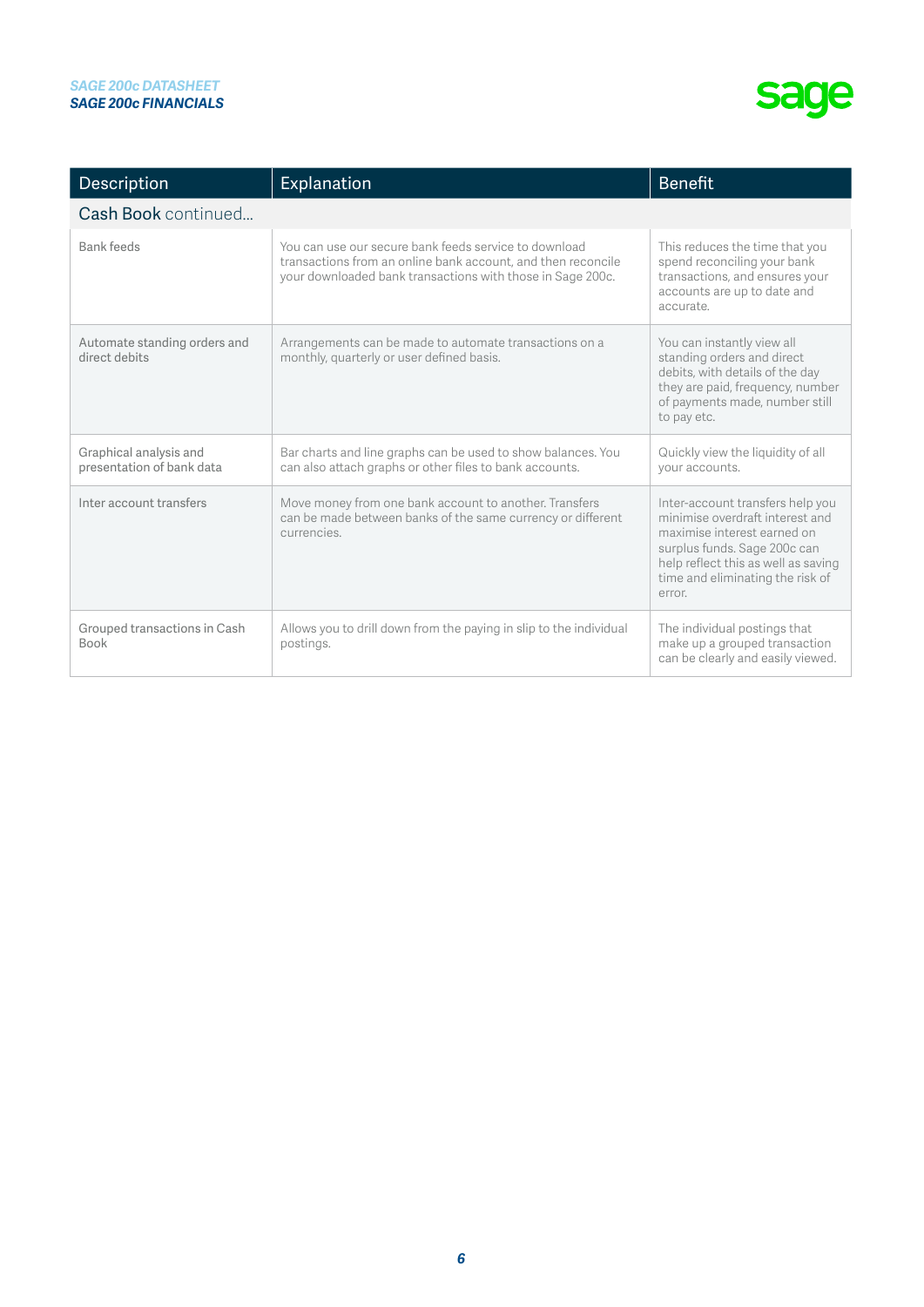| Description | Explanation | Benefit |
|---|---|---|
| **Cash Book** continued... | | |
| Bank feeds | You can use our secure bank feeds service to download transactions from an online bank account, and then reconcile your downloaded bank transactions with those in Sage 200c. | This reduces the time that you spend reconciling your bank transactions, and ensures your accounts are up to date and accurate. |
| Automate standing orders and direct debits | Arrangements can be made to automate transactions on a monthly, quarterly or user defined basis. | You can instantly view all standing orders and direct debits, with details of the day they are paid, frequency, number of payments made, number still to pay etc. |
| Graphical analysis and presentation of bank data | Bar charts and line graphs can be used to show balances. You can also attach graphs or other files to bank accounts. | Quickly view the liquidity of all your accounts. |
| Inter account transfers | Move money from one bank account to another. Transfers can be made between banks of the same currency or different currencies. | Inter-account transfers help you minimise overdraft interest and maximise interest earned on surplus funds. Sage 200c can help reflect this as well as saving time and eliminating the risk of error. |
| Grouped transactions in Cash Book | Allows you to drill down from the paying in slip to the individual postings. | The individual postings that make up a grouped transaction can be clearly and easily viewed. |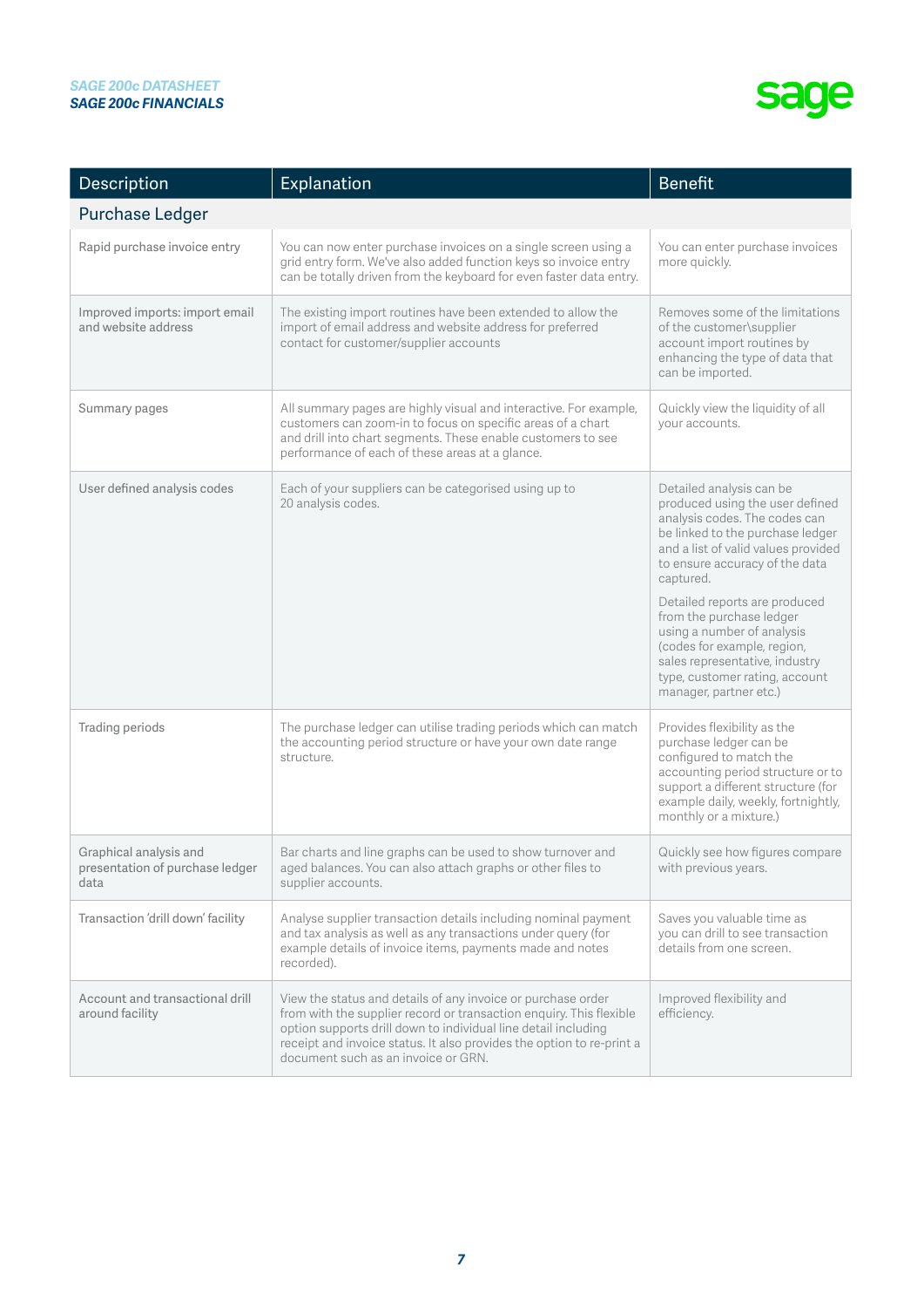| Description | Explanation | Benefit |
|---|---|---|
| **Purchase Ledger** | | |
| Rapid purchase invoice entry | You can now enter purchase invoices on a single screen using a grid entry form. We've also added function keys so invoice entry can be totally driven from the keyboard for even faster data entry. | You can enter purchase invoices more quickly. |
| Improved imports: import email and website address | The existing import routines have been extended to allow the import of email address and website address for preferred contact for customer/supplier accounts | Removes some of the limitations of the customer\supplier account import routines by enhancing the type of data that can be imported. |
| Summary pages | All summary pages are highly visual and interactive. For example, customers can zoom-in to focus on specific areas of a chart and drill into chart segments. These enable customers to see performance of each of these areas at a glance. | Quickly view the liquidity of all your accounts. |
| User defined analysis codes | Each of your suppliers can be categorised using up to 20 analysis codes. | Detailed analysis can be produced using the user defined analysis codes. The codes can be linked to the purchase ledger and a list of valid values provided to ensure accuracy of the data captured.<br><br>Detailed reports are produced from the purchase ledger using a number of analysis (codes for example, region, sales representative, industry type, customer rating, account manager, partner etc.) |
| Trading periods | The purchase ledger can utilise trading periods which can match the accounting period structure or have your own date range structure. | Provides flexibility as the purchase ledger can be configured to match the accounting period structure or to support a different structure (for example daily, weekly, fortnightly, monthly or a mixture.) |
| Graphical analysis and presentation of purchase ledger data | Bar charts and line graphs can be used to show turnover and aged balances. You can also attach graphs or other files to supplier accounts. | Quickly see how figures compare with previous years. |
| Transaction 'drill down' facility | Analyse supplier transaction details including nominal payment and tax analysis as well as any transactions under query (for example details of invoice items, payments made and notes recorded). | Saves you valuable time as you can drill to see transaction details from one screen. |
| Account and transactional drill around facility | View the status and details of any invoice or purchase order from with the supplier record or transaction enquiry. This flexible option supports drill down to individual line detail including receipt and invoice status. It also provides the option to re-print a document such as an invoice or GRN. | Improved flexibility and efficiency. |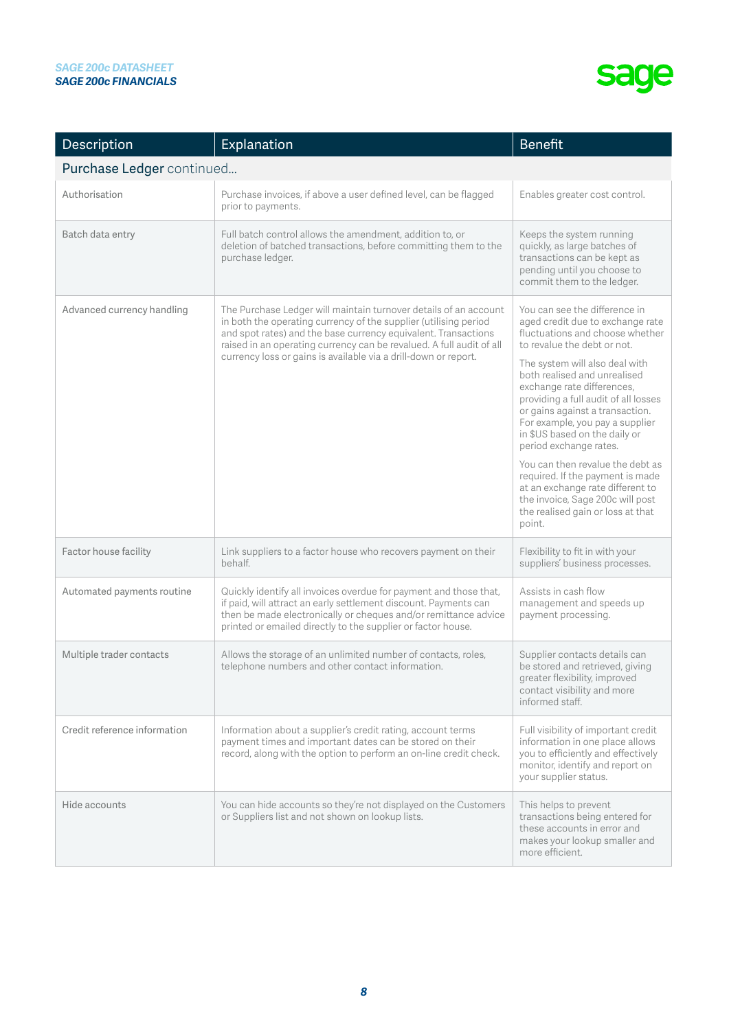| Description | Explanation | Benefit |
|---|---|---|
| Purchase Ledger continued... | | |
| Authorisation | Purchase invoices, if above a user defined level, can be flagged prior to payments. | Enables greater cost control. |
| Batch data entry | Full batch control allows the amendment, addition to, or deletion of batched transactions, before committing them to the purchase ledger. | Keeps the system running quickly, as large batches of transactions can be kept as pending until you choose to commit them to the ledger. |
| Advanced currency handling | The Purchase Ledger will maintain turnover details of an account in both the operating currency of the supplier (utilising period and spot rates) and the base currency equivalent. Transactions raised in an operating currency can be revalued. A full audit of all currency loss or gains is available via a drill-down or report. | You can see the difference in aged credit due to exchange rate fluctuations and choose whether to revalue the debt or not. The system will also deal with both realised and unrealised exchange rate differences, providing a full audit of all losses or gains against a transaction. For example, you pay a supplier in $US based on the daily or period exchange rates. You can then revalue the debt as required. If the payment is made at an exchange rate different to the invoice, Sage 200c will post the realised gain or loss at that point. |
| Factor house facility | Link suppliers to a factor house who recovers payment on their behalf. | Flexibility to fit in with your suppliers' business processes. |
| Automated payments routine | Quickly identify all invoices overdue for payment and those that, if paid, will attract an early settlement discount. Payments can then be made electronically or cheques and/or remittance advice printed or emailed directly to the supplier or factor house. | Assists in cash flow management and speeds up payment processing. |
| Multiple trader contacts | Allows the storage of an unlimited number of contacts, roles, telephone numbers and other contact information. | Supplier contacts details can be stored and retrieved, giving greater flexibility, improved contact visibility and more informed staff. |
| Credit reference information | Information about a supplier's credit rating, account terms payment times and important dates can be stored on their record, along with the option to perform an on-line credit check. | Full visibility of important credit information in one place allows you to efficiently and effectively monitor, identify and report on your supplier status. |
| Hide accounts | You can hide accounts so they're not displayed on the Customers or Suppliers list and not shown on lookup lists. | This helps to prevent transactions being entered for these accounts in error and makes your lookup smaller and more efficient. |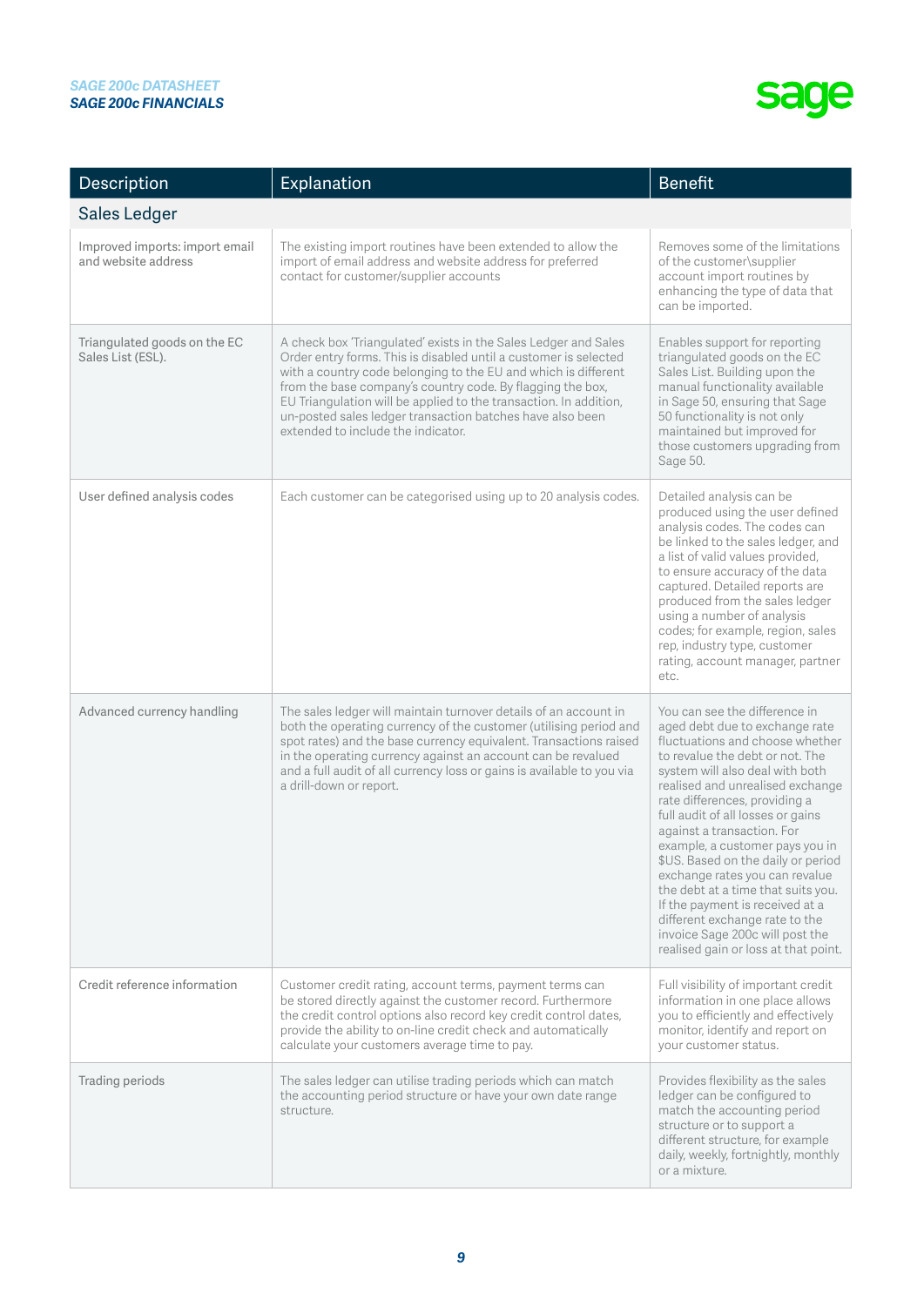| Description | Explanation | Benefit |
|---|---|---|
| **Sales Ledger** | | |
| Improved imports: import email and website address | The existing import routines have been extended to allow the import of email address and website address for preferred contact for customer/supplier accounts | Removes some of the limitations of the customer\supplier account import routines by enhancing the type of data that can be imported. |
| Triangulated goods on the EC Sales List (ESL). | A check box 'Triangulated' exists in the Sales Ledger and Sales Order entry forms. This is disabled until a customer is selected with a country code belonging to the EU and which is different from the base company's country code. By flagging the box, EU Triangulation will be applied to the transaction. In addition, un-posted sales ledger transaction batches have also been extended to include the indicator. | Enables support for reporting triangulated goods on the EC Sales List. Building upon the manual functionality available in Sage 50, ensuring that Sage 50 functionality is not only maintained but improved for those customers upgrading from Sage 50. |
| User defined analysis codes | Each customer can be categorised using up to 20 analysis codes. | Detailed analysis can be produced using the user defined analysis codes. The codes can be linked to the sales ledger, and a list of valid values provided, to ensure accuracy of the data captured. Detailed reports are produced from the sales ledger using a number of analysis codes; for example, region, sales rep, industry type, customer rating, account manager, partner etc. |
| Advanced currency handling | The sales ledger will maintain turnover details of an account in both the operating currency of the customer (utilising period and spot rates) and the base currency equivalent. Transactions raised in the operating currency against an account can be revalued and a full audit of all currency loss or gains is available to you via a drill-down or report. | You can see the difference in aged debt due to exchange rate fluctuations and choose whether to revalue the debt or not. The system will also deal with both realised and unrealised exchange rate differences, providing a full audit of all losses or gains against a transaction. For example, a customer pays you in $US. Based on the daily or period exchange rates you can revalue the debt at a time that suits you. If the payment is received at a different exchange rate to the invoice Sage 200c will post the realised gain or loss at that point. |
| Credit reference information | Customer credit rating, account terms, payment terms can be stored directly against the customer record. Furthermore the credit control options also record key credit control dates, provide the ability to on-line credit check and automatically calculate your customers average time to pay. | Full visibility of important credit information in one place allows you to efficiently and effectively monitor, identify and report on your customer status. |
| Trading periods | The sales ledger can utilise trading periods which can match the accounting period structure or have your own date range structure. | Provides flexibility as the sales ledger can be configured to match the accounting period structure or to support a different structure, for example daily, weekly, fortnightly, monthly or a mixture. |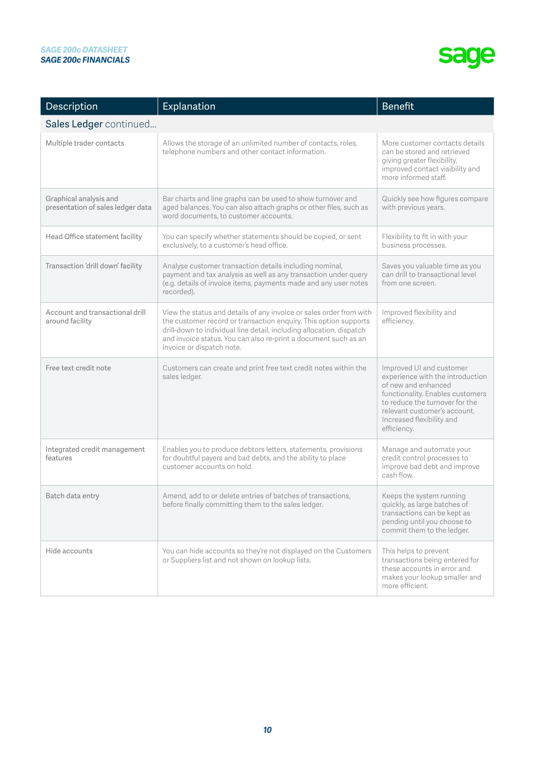| Description | Explanation | Benefit |
|---|---|---|
| **Sales Ledger continued...** | | |
| Multiple trader contacts | Allows the storage of an unlimited number of contacts, roles, telephone numbers and other contact information. | More customer contacts details can be stored and retrieved giving greater flexibility, improved contact visibility and more informed staff. |
| Graphical analysis and presentation of sales ledger data | Bar charts and line graphs can be used to show turnover and aged balances. You can also attach graphs or other files, such as word documents, to customer accounts. | Quickly see how figures compare with previous years. |
| Head Office statement facility | You can specify whether statements should be copied, or sent exclusively, to a customer's head office. | Flexibility to fit in with your business processes. |
| Transaction 'drill down' facility | Analyse customer transaction details including nominal, payment and tax analysis as well as any transaction under query (e.g. details of invoice items, payments made and any user notes recorded). | Saves you valuable time as you can drill to transactional level from one screen. |
| Account and transactional drill around facility | View the status and details of any invoice or sales order from with the customer record or transaction enquiry. This option supports drill-down to individual line detail, including allocation, dispatch and invoice status. You can also re-print a document such as an invoice or dispatch note. | Improved flexibility and efficiency. |
| Free text credit note | Customers can create and print free text credit notes within the sales ledger. | Improved UI and customer experience with the introduction of new and enhanced functionality. Enables customers to reduce the turnover for the relevant customer's account. Increased flexibility and efficiency. |
| Integrated credit management features | Enables you to produce debtors letters, statements, provisions for doubtful payers and bad debts, and the ability to place customer accounts on hold. | Manage and automate your credit control processes to improve bad debt and improve cash flow. |
| Batch data entry | Amend, add to or delete entries of batches of transactions, before finally committing them to the sales ledger. | Keeps the system running quickly, as large batches of transactions can be kept as pending until you choose to commit them to the ledger. |
| Hide accounts | You can hide accounts so they're not displayed on the Customers or Suppliers list and not shown on lookup lists. | This helps to prevent transactions being entered for these accounts in error and makes your lookup smaller and more efficient. |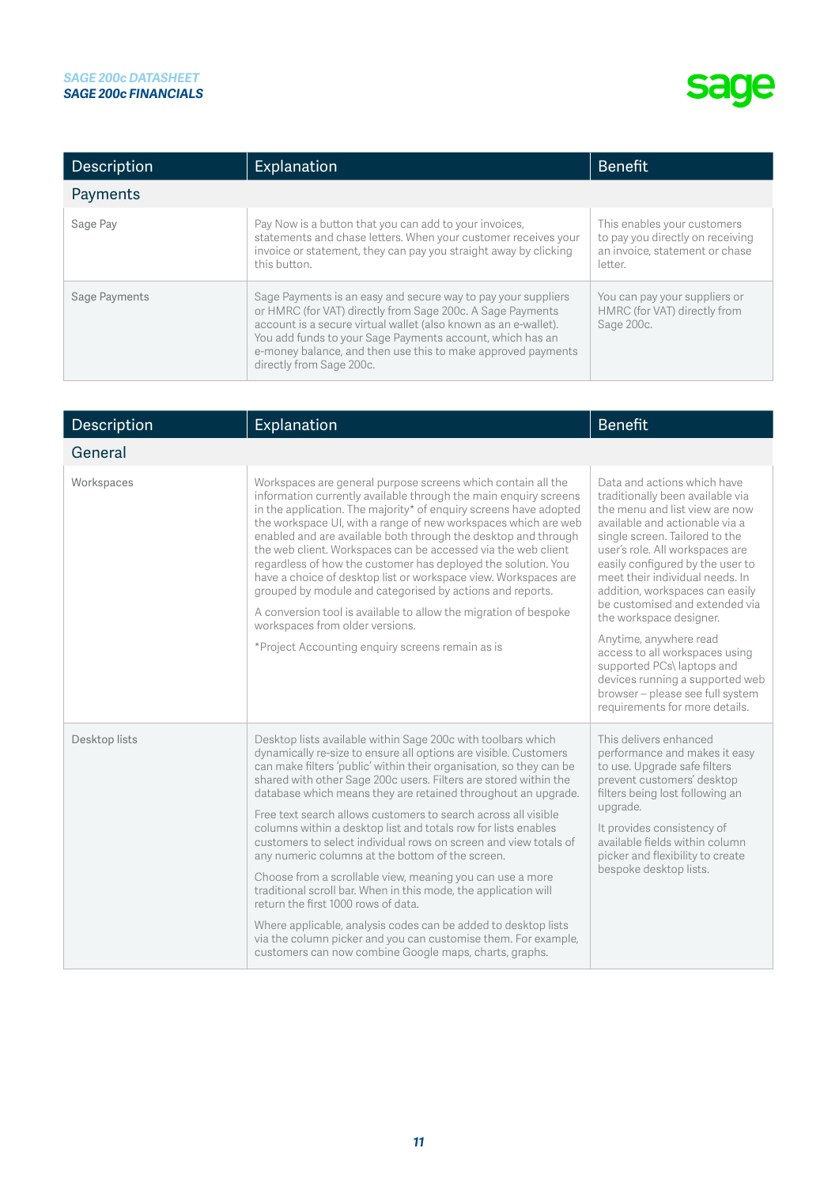| Description | Explanation | Benefit |
|---|---|---|
| **Payments** | | |
| Sage Pay | Pay Now is a button that you can add to your invoices, statements and chase letters. When your customer receives your invoice or statement, they can pay you straight away by clicking this button. | This enables your customers to pay you directly on receiving an invoice, statement or chase letter. |
| Sage Payments | Sage Payments is an easy and secure way to pay your suppliers or HMRC (for VAT) directly from Sage 200c. A Sage Payments account is a secure virtual wallet (also known as an e-wallet). You add funds to your Sage Payments account, which has an e-money balance, and then use this to make approved payments directly from Sage 200c. | You can pay your suppliers or HMRC (for VAT) directly from Sage 200c. |

| Description | Explanation | Benefit |
|---|---|---|
| **General** | | |
| Workspaces | Workspaces are general purpose screens which contain all the information currently available through the main enquiry screens in the application. The majority* of enquiry screens have adopted the workspace UI, with a range of new workspaces which are web enabled and are available both through the desktop and through the web client. Workspaces can be accessed via the web client regardless of how the customer has deployed the solution. You have a choice of desktop list or workspace view. Workspaces are grouped by module and categorised by actions and reports.<br><br>A conversion tool is available to allow the migration of bespoke workspaces from older versions.<br><br>*Project Accounting enquiry screens remain as is | Data and actions which have traditionally been available via the menu and list view are now available and actionable via a single screen. Tailored to the user's role. All workspaces are easily configured by the user to meet their individual needs. In addition, workspaces can easily be customised and extended via the workspace designer.<br><br>Anytime, anywhere read access to all workspaces using supported PCs\ laptops and devices running a supported web browser – please see full system requirements for more details. |
| Desktop lists | Desktop lists available within Sage 200c with toolbars which dynamically re-size to ensure all options are visible. Customers can make filters 'public' within their organisation, so they can be shared with other Sage 200c users. Filters are stored within the database which means they are retained throughout an upgrade.<br><br>Free text search allows customers to search across all visible columns within a desktop list and totals row for lists enables customers to select individual rows on screen and view totals of any numeric columns at the bottom of the screen.<br><br>Choose from a scrollable view, meaning you can use a more traditional scroll bar. When in this mode, the application will return the first 1000 rows of data.<br><br>Where applicable, analysis codes can be added to desktop lists via the column picker and you can customise them. For example, customers can now combine Google maps, charts, graphs. | This delivers enhanced performance and makes it easy to use. Upgrade safe filters prevent customers' desktop filters being lost following an upgrade.<br><br>It provides consistency of available fields within column picker and flexibility to create bespoke desktop lists. |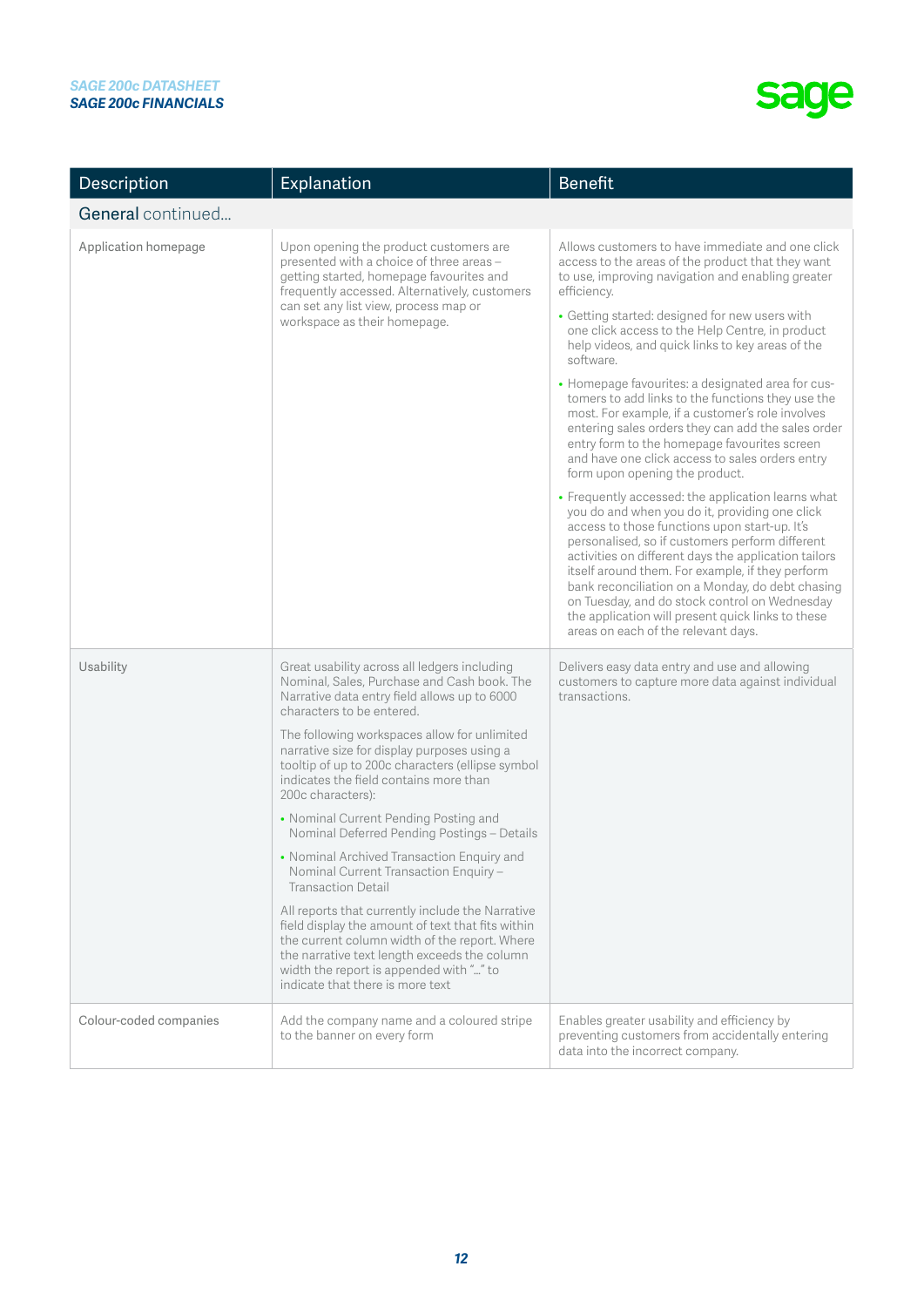| Description | Explanation | Benefit |
|---|---|---|
| **General** continued... | | |
| Application homepage | Upon opening the product customers are presented with a choice of three areas – getting started, homepage favourites and frequently accessed. Alternatively, customers can set any list view, process map or workspace as their homepage. | Allows customers to have immediate and one click access to the areas of the product that they want to use, improving navigation and enabling greater efficiency.<br>• Getting started: designed for new users with one click access to the Help Centre, in product help videos, and quick links to key areas of the software.<br>• Homepage favourites: a designated area for customers to add links to the functions they use the most. For example, if a customer's role involves entering sales orders they can add the sales order entry form to the homepage favourites screen and have one click access to sales orders entry form upon opening the product.<br>• Frequently accessed: the application learns what you do and when you do it, providing one click access to those functions upon start-up. It's personalised, so if customers perform different activities on different days the application tailors itself around them. For example, if they perform bank reconciliation on a Monday, do debt chasing on Tuesday, and do stock control on Wednesday the application will present quick links to these areas on each of the relevant days. |
| Usability | Great usability across all ledgers including Nominal, Sales, Purchase and Cash book. The Narrative data entry field allows up to 6000 characters to be entered.<br>The following workspaces allow for unlimited narrative size for display purposes using a tooltip of up to 200c characters (ellipse symbol indicates the field contains more than 200c characters):<br>• Nominal Current Pending Posting and Nominal Deferred Pending Postings – Details<br>• Nominal Archived Transaction Enquiry and Nominal Current Transaction Enquiry – Transaction Detail<br>All reports that currently include the Narrative field display the amount of text that fits within the current column width of the report. Where the narrative text length exceeds the column width the report is appended with "..." to indicate that there is more text | Delivers easy data entry and use and allowing customers to capture more data against individual transactions. |
| Colour-coded companies | Add the company name and a coloured stripe to the banner on every form | Enables greater usability and efficiency by preventing customers from accidentally entering data into the incorrect company. |